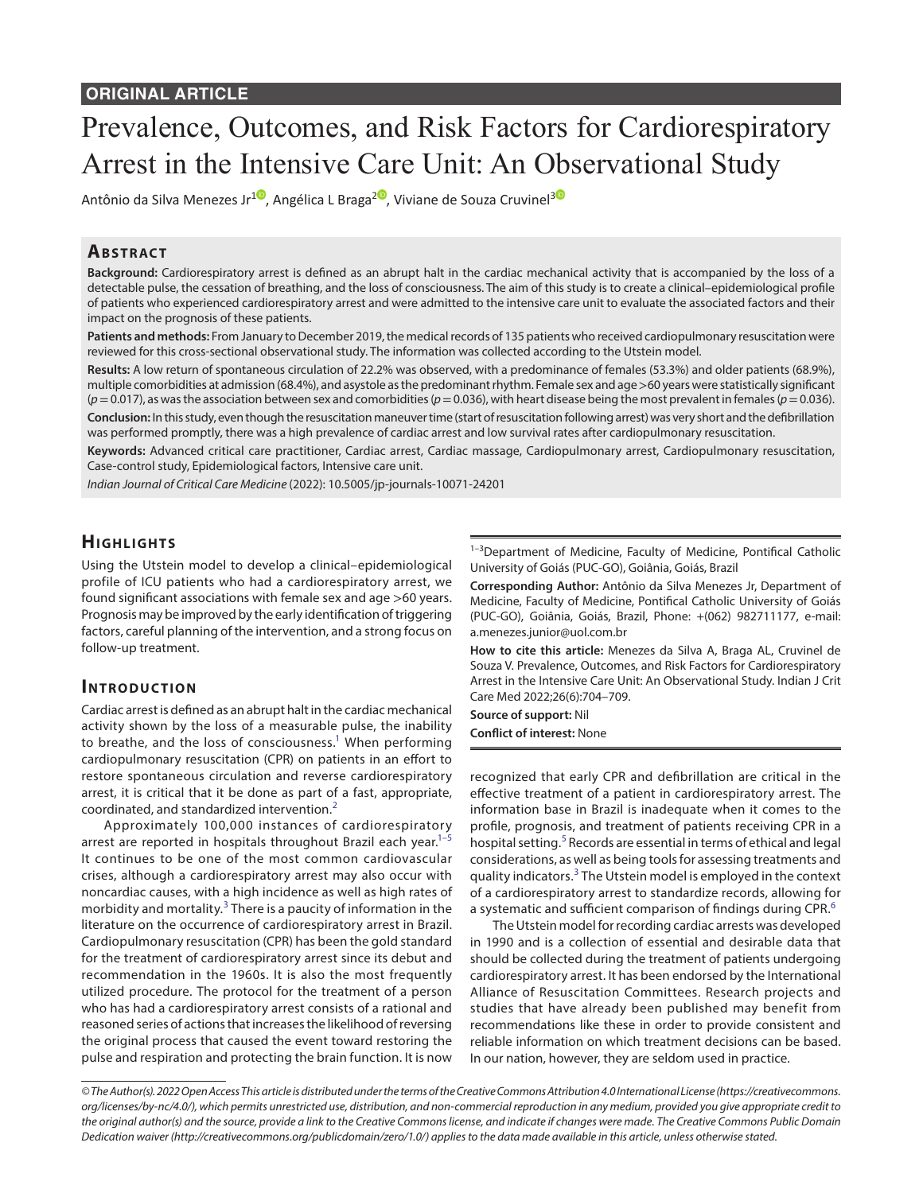**ORIGINAL ARTICLE**

# Prevalence, Outcomes, and Risk Factors for Cardiorespiratory Arrest in the Intensive Care Unit: An Observational Study

Antônio da Silva Menezes Jr[1], Angélica L Braga[2], Viviane de Souza Cruvinel[3]

## Abstract

**Background:** Cardiorespiratory arrest is defined as an abrupt halt in the cardiac mechanical activity that is accompanied by the loss of a detectable pulse, the cessation of breathing, and the loss of consciousness. The aim of this study is to create a clinical–epidemiological profile of patients who experienced cardiorespiratory arrest and were admitted to the intensive care unit to evaluate the associated factors and their impact on the prognosis of these patients.

**Patients and methods:** From January to December 2019, the medical records of 135 patients who received cardiopulmonary resuscitation were reviewed for this cross-sectional observational study. The information was collected according to the Utstein model.

**Results:** A low return of spontaneous circulation of 22.2% was observed, with a predominance of females (53.3%) and older patients (68.9%), multiple comorbidities at admission (68.4%), and asystole as the predominant rhythm. Female sex and age >60 years were statistically significant ($p = 0.017$), as was the association between sex and comorbidities ($p = 0.036$), with heart disease being the most prevalent in females ($p = 0.036$).

**Conclusion:** In this study, even though the resuscitation maneuver time (start of resuscitation following arrest) was very short and the defibrillation was performed promptly, there was a high prevalence of cardiac arrest and low survival rates after cardiopulmonary resuscitation.

**Keywords:** Advanced critical care practitioner, Cardiac arrest, Cardiac massage, Cardiopulmonary arrest, Cardiopulmonary resuscitation, Case-control study, Epidemiological factors, Intensive care unit.

*Indian Journal of Critical Care Medicine* (2022): 10.5005/jp-journals-10071-24201

[1–3]Department of Medicine, Faculty of Medicine, Pontifical Catholic University of Goiás (PUC-GO), Goiânia, Goiás, Brazil

**Corresponding Author:** Antônio da Silva Menezes Jr, Department of Medicine, Faculty of Medicine, Pontifical Catholic University of Goiás (PUC-GO), Goiânia, Goiás, Brazil, Phone: +(062) 982711177, e-mail: a.menezes.junior@uol.com.br

**How to cite this article:** Menezes da Silva A, Braga AL, Cruvinel de Souza V. Prevalence, Outcomes, and Risk Factors for Cardiorespiratory Arrest in the Intensive Care Unit: An Observational Study. Indian J Crit Care Med 2022;26(6):704–709.

**Source of support:** Nil

**Conflict of interest:** None

## Highlights

Using the Utstein model to develop a clinical–epidemiological profile of ICU patients who had a cardiorespiratory arrest, we found significant associations with female sex and age >60 years. Prognosis may be improved by the early identification of triggering factors, careful planning of the intervention, and a strong focus on follow-up treatment.

## Introduction

Cardiac arrest is defined as an abrupt halt in the cardiac mechanical activity shown by the loss of a measurable pulse, the inability to breathe, and the loss of consciousness.[1] When performing cardiopulmonary resuscitation (CPR) on patients in an effort to restore spontaneous circulation and reverse cardiorespiratory arrest, it is critical that it be done as part of a fast, appropriate, coordinated, and standardized intervention.[2]

Approximately 100,000 instances of cardiorespiratory arrest are reported in hospitals throughout Brazil each year.[1–5] It continues to be one of the most common cardiovascular crises, although a cardiorespiratory arrest may also occur with noncardiac causes, with a high incidence as well as high rates of morbidity and mortality.[3] There is a paucity of information in the literature on the occurrence of cardiorespiratory arrest in Brazil. Cardiopulmonary resuscitation (CPR) has been the gold standard for the treatment of cardiorespiratory arrest since its debut and recommendation in the 1960s. It is also the most frequently utilized procedure. The protocol for the treatment of a person who has had a cardiorespiratory arrest consists of a rational and reasoned series of actions that increases the likelihood of reversing the original process that caused the event toward restoring the pulse and respiration and protecting the brain function. It is now recognized that early CPR and defibrillation are critical in the effective treatment of a patient in cardiorespiratory arrest. The information base in Brazil is inadequate when it comes to the profile, prognosis, and treatment of patients receiving CPR in a hospital setting.[5] Records are essential in terms of ethical and legal considerations, as well as being tools for assessing treatments and quality indicators.[3] The Utstein model is employed in the context of a cardiorespiratory arrest to standardize records, allowing for a systematic and sufficient comparison of findings during CPR.[6]

The Utstein model for recording cardiac arrests was developed in 1990 and is a collection of essential and desirable data that should be collected during the treatment of patients undergoing cardiorespiratory arrest. It has been endorsed by the International Alliance of Resuscitation Committees. Research projects and studies that have already been published may benefit from recommendations like these in order to provide consistent and reliable information on which treatment decisions can be based. In our nation, however, they are seldom used in practice.

*© The Author(s). 2022 Open Access This article is distributed under the terms of the Creative Commons Attribution 4.0 International License (https://creativecommons.org/licenses/by-nc/4.0/), which permits unrestricted use, distribution, and non-commercial reproduction in any medium, provided you give appropriate credit to the original author(s) and the source, provide a link to the Creative Commons license, and indicate if changes were made. The Creative Commons Public Domain Dedication waiver (http://creativecommons.org/publicdomain/zero/1.0/) applies to the data made available in this article, unless otherwise stated.*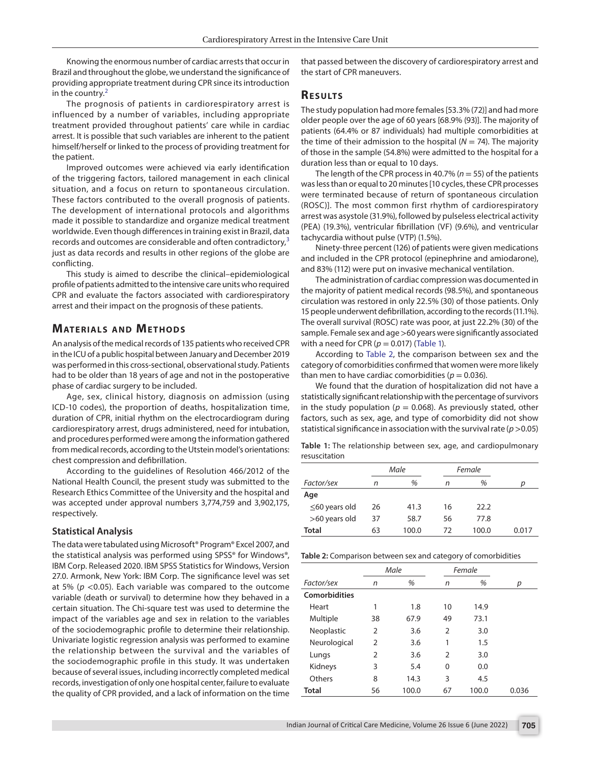Knowing the enormous number of cardiac arrests that occur in Brazil and throughout the globe, we understand the significance of providing appropriate treatment during CPR since its introduction in the country.[2]

The prognosis of patients in cardiorespiratory arrest is influenced by a number of variables, including appropriate treatment provided throughout patients' care while in cardiac arrest. It is possible that such variables are inherent to the patient himself/herself or linked to the process of providing treatment for the patient.

Improved outcomes were achieved via early identification of the triggering factors, tailored management in each clinical situation, and a focus on return to spontaneous circulation. These factors contributed to the overall prognosis of patients. The development of international protocols and algorithms made it possible to standardize and organize medical treatment worldwide. Even though differences in training exist in Brazil, data records and outcomes are considerable and often contradictory,[3] just as data records and results in other regions of the globe are conflicting.

This study is aimed to describe the clinical–epidemiological profile of patients admitted to the intensive care units who required CPR and evaluate the factors associated with cardiorespiratory arrest and their impact on the prognosis of these patients.

## Materials and Methods

An analysis of the medical records of 135 patients who received CPR in the ICU of a public hospital between January and December 2019 was performed in this cross-sectional, observational study. Patients had to be older than 18 years of age and not in the postoperative phase of cardiac surgery to be included.

Age, sex, clinical history, diagnosis on admission (using ICD-10 codes), the proportion of deaths, hospitalization time, duration of CPR, initial rhythm on the electrocardiogram during cardiorespiratory arrest, drugs administered, need for intubation, and procedures performed were among the information gathered from medical records, according to the Utstein model's orientations: chest compression and defibrillation.

According to the guidelines of Resolution 466/2012 of the National Health Council, the present study was submitted to the Research Ethics Committee of the University and the hospital and was accepted under approval numbers 3,774,759 and 3,902,175, respectively.

### Statistical Analysis

The data were tabulated using Microsoft® Program® Excel 2007, and the statistical analysis was performed using SPSS® for Windows®, IBM Corp. Released 2020. IBM SPSS Statistics for Windows, Version 27.0. Armonk, New York: IBM Corp. The significance level was set at 5% ($p < 0.05$). Each variable was compared to the outcome variable (death or survival) to determine how they behaved in a certain situation. The Chi-square test was used to determine the impact of the variables age and sex in relation to the variables of the sociodemographic profile to determine their relationship. Univariate logistic regression analysis was performed to examine the relationship between the survival and the variables of the sociodemographic profile in this study. It was undertaken because of several issues, including incorrectly completed medical records, investigation of only one hospital center, failure to evaluate the quality of CPR provided, and a lack of information on the time that passed between the discovery of cardiorespiratory arrest and the start of CPR maneuvers.

## Results

The study population had more females [53.3% (72)] and had more older people over the age of 60 years [68.9% (93)]. The majority of patients (64.4% or 87 individuals) had multiple comorbidities at the time of their admission to the hospital ($N = 74$). The majority of those in the sample (54.8%) were admitted to the hospital for a duration less than or equal to 10 days.

The length of the CPR process in 40.7% ($n = 55$) of the patients was less than or equal to 20 minutes [10 cycles, these CPR processes were terminated because of return of spontaneous circulation (ROSC)]. The most common first rhythm of cardiorespiratory arrest was asystole (31.9%), followed by pulseless electrical activity (PEA) (19.3%), ventricular fibrillation (VF) (9.6%), and ventricular tachycardia without pulse (VTP) (1.5%).

Ninety-three percent (126) of patients were given medications and included in the CPR protocol (epinephrine and amiodarone), and 83% (112) were put on invasive mechanical ventilation.

The administration of cardiac compression was documented in the majority of patient medical records (98.5%), and spontaneous circulation was restored in only 22.5% (30) of those patients. Only 15 people underwent defibrillation, according to the records (11.1%). The overall survival (ROSC) rate was poor, at just 22.2% (30) of the sample. Female sex and age >60 years were significantly associated with a need for CPR ($p = 0.017$) (Table 1).

According to Table 2, the comparison between sex and the category of comorbidities confirmed that women were more likely than men to have cardiac comorbidities ($p = 0.036$).

We found that the duration of hospitalization did not have a statistically significant relationship with the percentage of survivors in the study population ($p = 0.068$). As previously stated, other factors, such as sex, age, and type of comorbidity did not show statistical significance in association with the survival rate ($p > 0.05$)

**Table 1:** The relationship between sex, age, and cardiopulmonary resuscitation

| | *Male* | | *Female* | | |
|---|---|---|---|---|---|
| *Factor/sex* | *n* | *%* | *n* | *%* | *p* |
| **Age** | | | | | |
| ≤60 years old | 26 | 41.3 | 16 | 22.2 | |
| >60 years old | 37 | 58.7 | 56 | 77.8 | |
| **Total** | 63 | 100.0 | 72 | 100.0 | 0.017 |

**Table 2:** Comparison between sex and category of comorbidities

| | *Male* | | *Female* | | |
|---|---|---|---|---|---|
| *Factor/sex* | *n* | *%* | *n* | *%* | *p* |
| **Comorbidities** | | | | | |
| Heart | 1 | 1.8 | 10 | 14.9 | |
| Multiple | 38 | 67.9 | 49 | 73.1 | |
| Neoplastic | 2 | 3.6 | 2 | 3.0 | |
| Neurological | 2 | 3.6 | 1 | 1.5 | |
| Lungs | 2 | 3.6 | 2 | 3.0 | |
| Kidneys | 3 | 5.4 | 0 | 0.0 | |
| Others | 8 | 14.3 | 3 | 4.5 | |
| **Total** | 56 | 100.0 | 67 | 100.0 | 0.036 |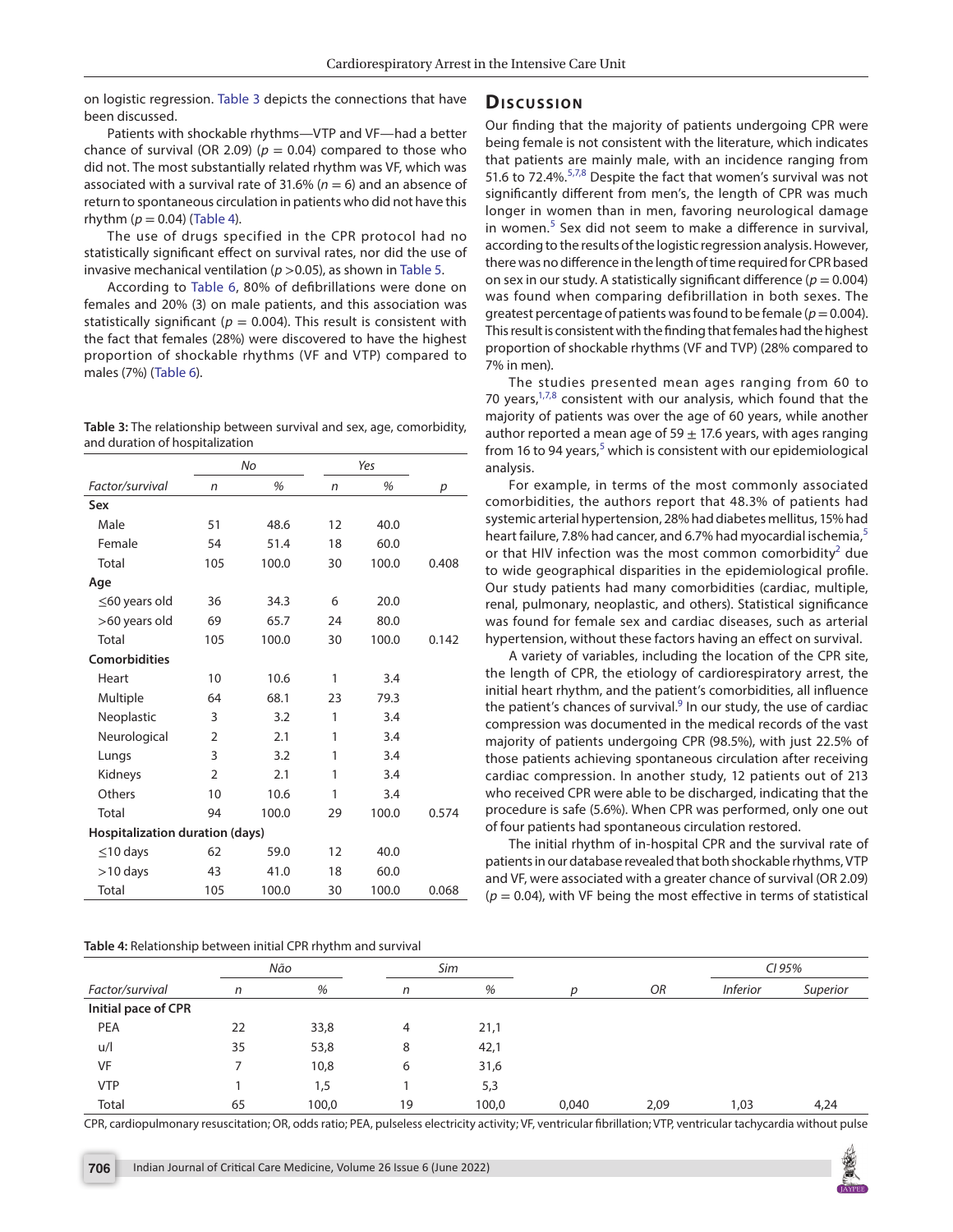on logistic regression. Table 3 depicts the connections that have been discussed.

Patients with shockable rhythms—VTP and VF—had a better chance of survival (OR 2.09) ($p = 0.04$) compared to those who did not. The most substantially related rhythm was VF, which was associated with a survival rate of 31.6% ($n = 6$) and an absence of return to spontaneous circulation in patients who did not have this rhythm ($p = 0.04$) (Table 4).

The use of drugs specified in the CPR protocol had no statistically significant effect on survival rates, nor did the use of invasive mechanical ventilation ($p > 0.05$), as shown in Table 5.

According to Table 6, 80% of defibrillations were done on females and 20% (3) on male patients, and this association was statistically significant ($p = 0.004$). This result is consistent with the fact that females (28%) were discovered to have the highest proportion of shockable rhythms (VF and VTP) compared to males (7%) (Table 6).

**Table 3:** The relationship between survival and sex, age, comorbidity, and duration of hospitalization

| | *No* | | *Yes* | | |
|---|---|---|---|---|---|
| *Factor/survival* | *n* | *%* | *n* | *%* | *p* |
| **Sex** | | | | | |
| Male | 51 | 48.6 | 12 | 40.0 | |
| Female | 54 | 51.4 | 18 | 60.0 | |
| Total | 105 | 100.0 | 30 | 100.0 | 0.408 |
| **Age** | | | | | |
| ≤60 years old | 36 | 34.3 | 6 | 20.0 | |
| >60 years old | 69 | 65.7 | 24 | 80.0 | |
| Total | 105 | 100.0 | 30 | 100.0 | 0.142 |
| **Comorbidities** | | | | | |
| Heart | 10 | 10.6 | 1 | 3.4 | |
| Multiple | 64 | 68.1 | 23 | 79.3 | |
| Neoplastic | 3 | 3.2 | 1 | 3.4 | |
| Neurological | 2 | 2.1 | 1 | 3.4 | |
| Lungs | 3 | 3.2 | 1 | 3.4 | |
| Kidneys | 2 | 2.1 | 1 | 3.4 | |
| Others | 10 | 10.6 | 1 | 3.4 | |
| Total | 94 | 100.0 | 29 | 100.0 | 0.574 |
| **Hospitalization duration (days)** | | | | | |
| ≤10 days | 62 | 59.0 | 12 | 40.0 | |
| >10 days | 43 | 41.0 | 18 | 60.0 | |
| Total | 105 | 100.0 | 30 | 100.0 | 0.068 |

## Discussion

Our finding that the majority of patients undergoing CPR were being female is not consistent with the literature, which indicates that patients are mainly male, with an incidence ranging from 51.6 to 72.4%.[5,7,8] Despite the fact that women's survival was not significantly different from men's, the length of CPR was much longer in women than in men, favoring neurological damage in women.[5] Sex did not seem to make a difference in survival, according to the results of the logistic regression analysis. However, there was no difference in the length of time required for CPR based on sex in our study. A statistically significant difference ($p = 0.004$) was found when comparing defibrillation in both sexes. The greatest percentage of patients was found to be female ($p = 0.004$). This result is consistent with the finding that females had the highest proportion of shockable rhythms (VF and TVP) (28% compared to 7% in men).

The studies presented mean ages ranging from 60 to 70 years,[1,7,8] consistent with our analysis, which found that the majority of patients was over the age of 60 years, while another author reported a mean age of 59 ± 17.6 years, with ages ranging from 16 to 94 years,[5] which is consistent with our epidemiological analysis.

For example, in terms of the most commonly associated comorbidities, the authors report that 48.3% of patients had systemic arterial hypertension, 28% had diabetes mellitus, 15% had heart failure, 7.8% had cancer, and 6.7% had myocardial ischemia,[5] or that HIV infection was the most common comorbidity[2] due to wide geographical disparities in the epidemiological profile. Our study patients had many comorbidities (cardiac, multiple, renal, pulmonary, neoplastic, and others). Statistical significance was found for female sex and cardiac diseases, such as arterial hypertension, without these factors having an effect on survival.

A variety of variables, including the location of the CPR site, the length of CPR, the etiology of cardiorespiratory arrest, the initial heart rhythm, and the patient's comorbidities, all influence the patient's chances of survival.[9] In our study, the use of cardiac compression was documented in the medical records of the vast majority of patients undergoing CPR (98.5%), with just 22.5% of those patients achieving spontaneous circulation after receiving cardiac compression. In another study, 12 patients out of 213 who received CPR were able to be discharged, indicating that the procedure is safe (5.6%). When CPR was performed, only one out of four patients had spontaneous circulation restored.

The initial rhythm of in-hospital CPR and the survival rate of patients in our database revealed that both shockable rhythms, VTP and VF, were associated with a greater chance of survival (OR 2.09) ($p = 0.04$), with VF being the most effective in terms of statistical

**Table 4:** Relationship between initial CPR rhythm and survival

| | *Não* | | *Sim* | | | | *CI 95%* | |
|---|---|---|---|---|---|---|---|---|
| *Factor/survival* | *n* | *%* | *n* | *%* | *p* | *OR* | *Inferior* | *Superior* |
| **Initial pace of CPR** | | | | | | | | |
| PEA | 22 | 33,8 | 4 | 21,1 | | | | |
| u/l | 35 | 53,8 | 8 | 42,1 | | | | |
| VF | 7 | 10,8 | 6 | 31,6 | | | | |
| VTP | 1 | 1,5 | 1 | 5,3 | | | | |
| Total | 65 | 100,0 | 19 | 100,0 | 0,040 | 2,09 | 1,03 | 4,24 |

CPR, cardiopulmonary resuscitation; OR, odds ratio; PEA, pulseless electricity activity; VF, ventricular fibrillation; VTP, ventricular tachycardia without pulse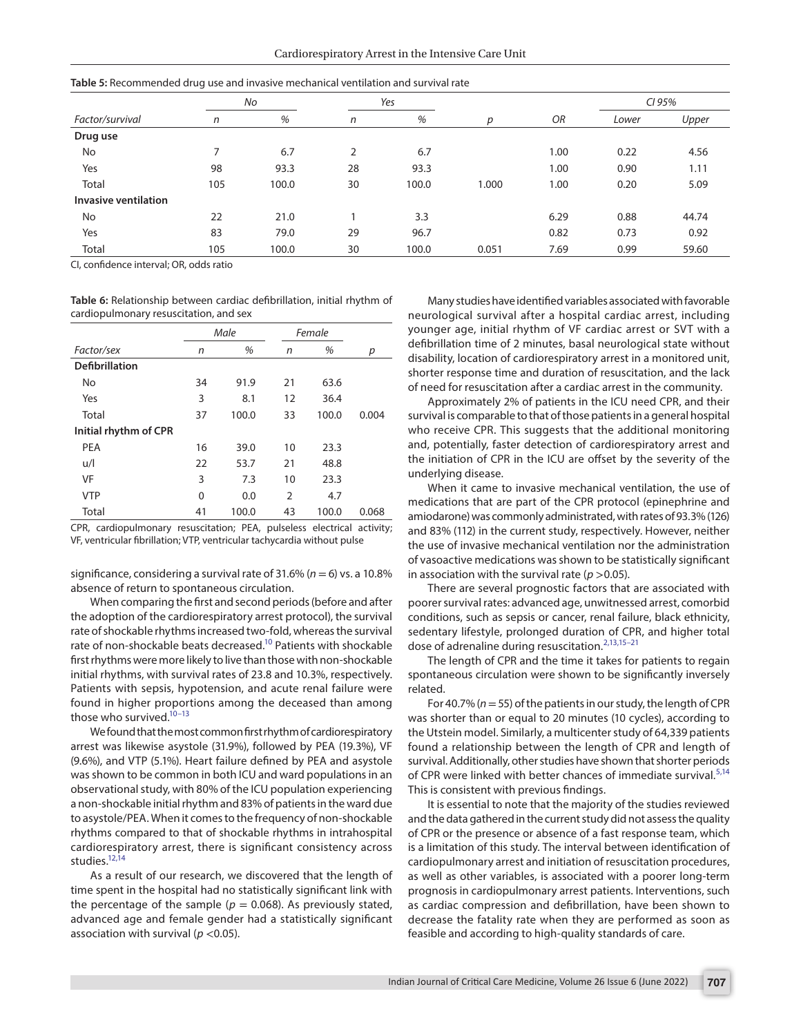**Table 5:** Recommended drug use and invasive mechanical ventilation and survival rate

| | No | | Yes | | | | CI 95% | |
|---|---|---|---|---|---|---|---|---|
| *Factor/survival* | *n* | *%* | *n* | *%* | *p* | *OR* | *Lower* | *Upper* |
| **Drug use** | | | | | | | | |
| No | 7 | 6.7 | 2 | 6.7 | | 1.00 | 0.22 | 4.56 |
| Yes | 98 | 93.3 | 28 | 93.3 | | 1.00 | 0.90 | 1.11 |
| Total | 105 | 100.0 | 30 | 100.0 | 1.000 | 1.00 | 0.20 | 5.09 |
| **Invasive ventilation** | | | | | | | | |
| No | 22 | 21.0 | 1 | 3.3 | | 6.29 | 0.88 | 44.74 |
| Yes | 83 | 79.0 | 29 | 96.7 | | 0.82 | 0.73 | 0.92 |
| Total | 105 | 100.0 | 30 | 100.0 | 0.051 | 7.69 | 0.99 | 59.60 |

CI, confidence interval; OR, odds ratio

**Table 6:** Relationship between cardiac defibrillation, initial rhythm of cardiopulmonary resuscitation, and sex

| | Male | | Female | | |
|---|---|---|---|---|---|
| *Factor/sex* | *n* | *%* | *n* | *%* | *p* |
| **Defibrillation** | | | | | |
| No | 34 | 91.9 | 21 | 63.6 | |
| Yes | 3 | 8.1 | 12 | 36.4 | |
| Total | 37 | 100.0 | 33 | 100.0 | 0.004 |
| **Initial rhythm of CPR** | | | | | |
| PEA | 16 | 39.0 | 10 | 23.3 | |
| u/l | 22 | 53.7 | 21 | 48.8 | |
| VF | 3 | 7.3 | 10 | 23.3 | |
| VTP | 0 | 0.0 | 2 | 4.7 | |
| Total | 41 | 100.0 | 43 | 100.0 | 0.068 |

CPR, cardiopulmonary resuscitation; PEA, pulseless electrical activity; VF, ventricular fibrillation; VTP, ventricular tachycardia without pulse

significance, considering a survival rate of 31.6% ($n = 6$) vs. a 10.8% absence of return to spontaneous circulation.

When comparing the first and second periods (before and after the adoption of the cardiorespiratory arrest protocol), the survival rate of shockable rhythms increased two-fold, whereas the survival rate of non-shockable beats decreased.[10] Patients with shockable first rhythms were more likely to live than those with non-shockable initial rhythms, with survival rates of 23.8 and 10.3%, respectively. Patients with sepsis, hypotension, and acute renal failure were found in higher proportions among the deceased than among those who survived.[10–13]

We found that the most common first rhythm of cardiorespiratory arrest was likewise asystole (31.9%), followed by PEA (19.3%), VF (9.6%), and VTP (5.1%). Heart failure defined by PEA and asystole was shown to be common in both ICU and ward populations in an observational study, with 80% of the ICU population experiencing a non-shockable initial rhythm and 83% of patients in the ward due to asystole/PEA. When it comes to the frequency of non-shockable rhythms compared to that of shockable rhythms in intrahospital cardiorespiratory arrest, there is significant consistency across studies.[12,14]

As a result of our research, we discovered that the length of time spent in the hospital had no statistically significant link with the percentage of the sample ($p = 0.068$). As previously stated, advanced age and female gender had a statistically significant association with survival ($p < 0.05$).

Many studies have identified variables associated with favorable neurological survival after a hospital cardiac arrest, including younger age, initial rhythm of VF cardiac arrest or SVT with a defibrillation time of 2 minutes, basal neurological state without disability, location of cardiorespiratory arrest in a monitored unit, shorter response time and duration of resuscitation, and the lack of need for resuscitation after a cardiac arrest in the community.

Approximately 2% of patients in the ICU need CPR, and their survival is comparable to that of those patients in a general hospital who receive CPR. This suggests that the additional monitoring and, potentially, faster detection of cardiorespiratory arrest and the initiation of CPR in the ICU are offset by the severity of the underlying disease.

When it came to invasive mechanical ventilation, the use of medications that are part of the CPR protocol (epinephrine and amiodarone) was commonly administrated, with rates of 93.3% (126) and 83% (112) in the current study, respectively. However, neither the use of invasive mechanical ventilation nor the administration of vasoactive medications was shown to be statistically significant in association with the survival rate ($p > 0.05$).

There are several prognostic factors that are associated with poorer survival rates: advanced age, unwitnessed arrest, comorbid conditions, such as sepsis or cancer, renal failure, black ethnicity, sedentary lifestyle, prolonged duration of CPR, and higher total dose of adrenaline during resuscitation.[2,13,15–21]

The length of CPR and the time it takes for patients to regain spontaneous circulation were shown to be significantly inversely related.

For 40.7% ($n = 55$) of the patients in our study, the length of CPR was shorter than or equal to 20 minutes (10 cycles), according to the Utstein model. Similarly, a multicenter study of 64,339 patients found a relationship between the length of CPR and length of survival. Additionally, other studies have shown that shorter periods of CPR were linked with better chances of immediate survival.[5,14] This is consistent with previous findings.

It is essential to note that the majority of the studies reviewed and the data gathered in the current study did not assess the quality of CPR or the presence or absence of a fast response team, which is a limitation of this study. The interval between identification of cardiopulmonary arrest and initiation of resuscitation procedures, as well as other variables, is associated with a poorer long-term prognosis in cardiopulmonary arrest patients. Interventions, such as cardiac compression and defibrillation, have been shown to decrease the fatality rate when they are performed as soon as feasible and according to high-quality standards of care.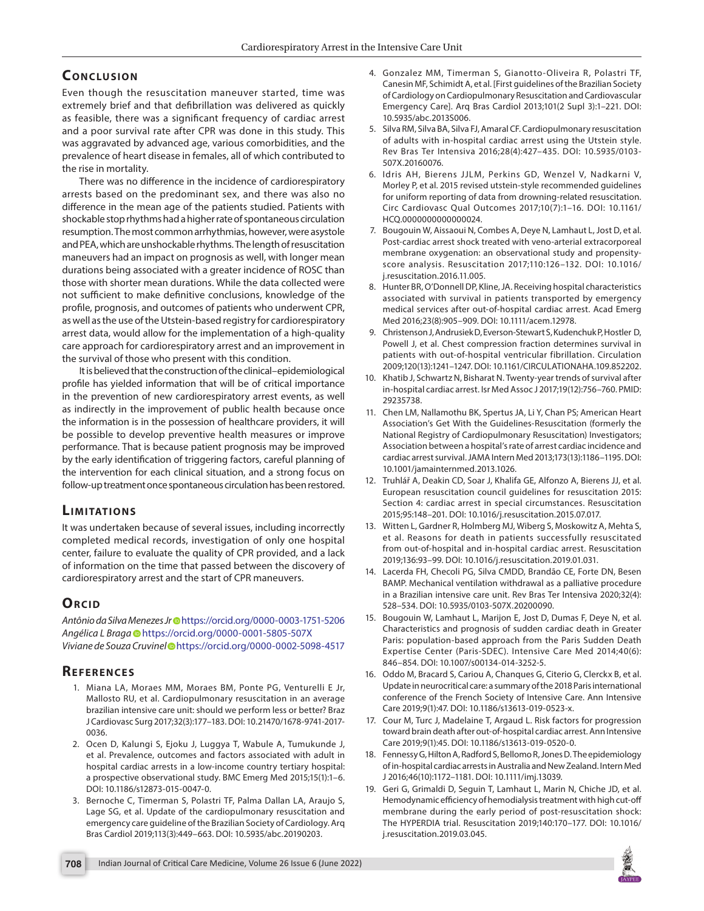## Conclusion

Even though the resuscitation maneuver started, time was extremely brief and that defibrillation was delivered as quickly as feasible, there was a significant frequency of cardiac arrest and a poor survival rate after CPR was done in this study. This was aggravated by advanced age, various comorbidities, and the prevalence of heart disease in females, all of which contributed to the rise in mortality.

There was no difference in the incidence of cardiorespiratory arrests based on the predominant sex, and there was also no difference in the mean age of the patients studied. Patients with shockable stop rhythms had a higher rate of spontaneous circulation resumption. The most common arrhythmias, however, were asystole and PEA, which are unshockable rhythms. The length of resuscitation maneuvers had an impact on prognosis as well, with longer mean durations being associated with a greater incidence of ROSC than those with shorter mean durations. While the data collected were not sufficient to make definitive conclusions, knowledge of the profile, prognosis, and outcomes of patients who underwent CPR, as well as the use of the Utstein-based registry for cardiorespiratory arrest data, would allow for the implementation of a high-quality care approach for cardiorespiratory arrest and an improvement in the survival of those who present with this condition.

It is believed that the construction of the clinical–epidemiological profile has yielded information that will be of critical importance in the prevention of new cardiorespiratory arrest events, as well as indirectly in the improvement of public health because once the information is in the possession of healthcare providers, it will be possible to develop preventive health measures or improve performance. That is because patient prognosis may be improved by the early identification of triggering factors, careful planning of the intervention for each clinical situation, and a strong focus on follow-up treatment once spontaneous circulation has been restored.

## Limitations

It was undertaken because of several issues, including incorrectly completed medical records, investigation of only one hospital center, failure to evaluate the quality of CPR provided, and a lack of information on the time that passed between the discovery of cardiorespiratory arrest and the start of CPR maneuvers.

## Orcid

*Antônio da Silva Menezes Jr* https://orcid.org/0000-0003-1751-5206
*Angélica L Braga* https://orcid.org/0000-0001-5805-507X
*Viviane de Souza Cruvinel* https://orcid.org/0000-0002-5098-4517

## References

1. Miana LA, Moraes MM, Moraes BM, Ponte PG, Venturelli E Jr, Mallosto RU, et al. Cardiopulmonary resuscitation in an average brazilian intensive care unit: should we perform less or better? Braz J Cardiovasc Surg 2017;32(3):177–183. DOI: 10.21470/1678-9741-2017-0036.
2. Ocen D, Kalungi S, Ejoku J, Luggya T, Wabule A, Tumukunde J, et al. Prevalence, outcomes and factors associated with adult in hospital cardiac arrests in a low-income country tertiary hospital: a prospective observational study. BMC Emerg Med 2015;15(1):1–6. DOI: 10.1186/s12873-015-0047-0.
3. Bernoche C, Timerman S, Polastri TF, Palma Dallan LA, Araujo S, Lage SG, et al. Update of the cardiopulmonary resuscitation and emergency care guideline of the Brazilian Society of Cardiology. Arq Bras Cardiol 2019;113(3):449–663. DOI: 10.5935/abc.20190203.
4. Gonzalez MM, Timerman S, Gianotto-Oliveira R, Polastri TF, Canesin MF, Schimidt A, et al. [First guidelines of the Brazilian Society of Cardiology on Cardiopulmonary Resuscitation and Cardiovascular Emergency Care]. Arq Bras Cardiol 2013;101(2 Supl 3):1–221. DOI: 10.5935/abc.2013S006.
5. Silva RM, Silva BA, Silva FJ, Amaral CF. Cardiopulmonary resuscitation of adults with in-hospital cardiac arrest using the Utstein style. Rev Bras Ter Intensiva 2016;28(4):427–435. DOI: 10.5935/0103-507X.20160076.
6. Idris AH, Bierens JJLM, Perkins GD, Wenzel V, Nadkarni V, Morley P, et al. 2015 revised utstein-style recommended guidelines for uniform reporting of data from drowning-related resuscitation. Circ Cardiovasc Qual Outcomes 2017;10(7):1–16. DOI: 10.1161/HCQ.0000000000000024.
7. Bougouin W, Aissaoui N, Combes A, Deye N, Lamhaut L, Jost D, et al. Post-cardiac arrest shock treated with veno-arterial extracorporeal membrane oxygenation: an observational study and propensity-score analysis. Resuscitation 2017;110:126–132. DOI: 10.1016/j.resuscitation.2016.11.005.
8. Hunter BR, O'Donnell DP, Kline, JA. Receiving hospital characteristics associated with survival in patients transported by emergency medical services after out-of-hospital cardiac arrest. Acad Emerg Med 2016;23(8):905–909. DOI: 10.1111/acem.12978.
9. Christenson J, Andrusiek D, Everson-Stewart S, Kudenchuk P, Hostler D, Powell J, et al. Chest compression fraction determines survival in patients with out-of-hospital ventricular fibrillation. Circulation 2009;120(13):1241–1247. DOI: 10.1161/CIRCULATIONAHA.109.852202.
10. Khatib J, Schwartz N, Bisharat N. Twenty-year trends of survival after in-hospital cardiac arrest. Isr Med Assoc J 2017;19(12):756–760. PMID: 29235738.
11. Chen LM, Nallamothu BK, Spertus JA, Li Y, Chan PS; American Heart Association's Get With the Guidelines-Resuscitation (formerly the National Registry of Cardiopulmonary Resuscitation) Investigators; Association between a hospital's rate of arrest cardiac incidence and cardiac arrest survival. JAMA Intern Med 2013;173(13):1186–1195. DOI: 10.1001/jamainternmed.2013.1026.
12. Truhlář A, Deakin CD, Soar J, Khalifa GE, Alfonzo A, Bierens JJ, et al. European resuscitation council guidelines for resuscitation 2015: Section 4: cardiac arrest in special circumstances. Resuscitation 2015;95:148–201. DOI: 10.1016/j.resuscitation.2015.07.017.
13. Witten L, Gardner R, Holmberg MJ, Wiberg S, Moskowitz A, Mehta S, et al. Reasons for death in patients successfully resuscitated from out-of-hospital and in-hospital cardiac arrest. Resuscitation 2019;136:93–99. DOI: 10.1016/j.resuscitation.2019.01.031.
14. Lacerda FH, Checoli PG, Silva CMDD, Brandão CE, Forte DN, Besen BAMP. Mechanical ventilation withdrawal as a palliative procedure in a Brazilian intensive care unit. Rev Bras Ter Intensiva 2020;32(4):528–534. DOI: 10.5935/0103-507X.20200090.
15. Bougouin W, Lamhaut L, Marijon E, Jost D, Dumas F, Deye N, et al. Characteristics and prognosis of sudden cardiac death in Greater Paris: population-based approach from the Paris Sudden Death Expertise Center (Paris-SDEC). Intensive Care Med 2014;40(6):846–854. DOI: 10.1007/s00134-014-3252-5.
16. Oddo M, Bracard S, Cariou A, Chanques G, Citerio G, Clerckx B, et al. Update in neurocritical care: a summary of the 2018 Paris international conference of the French Society of Intensive Care. Ann Intensive Care 2019;9(1):47. DOI: 10.1186/s13613-019-0523-x.
17. Cour M, Turc J, Madelaine T, Argaud L. Risk factors for progression toward brain death after out-of-hospital cardiac arrest. Ann Intensive Care 2019;9(1):45. DOI: 10.1186/s13613-019-0520-0.
18. Fennessy G, Hilton A, Radford S, Bellomo R, Jones D. The epidemiology of in-hospital cardiac arrests in Australia and New Zealand. Intern Med J 2016;46(10):1172–1181. DOI: 10.1111/imj.13039.
19. Geri G, Grimaldi D, Seguin T, Lamhaut L, Marin N, Chiche JD, et al. Hemodynamic efficiency of hemodialysis treatment with high cut-off membrane during the early period of post-resuscitation shock: The HYPERDIA trial. Resuscitation 2019;140:170–177. DOI: 10.1016/j.resuscitation.2019.03.045.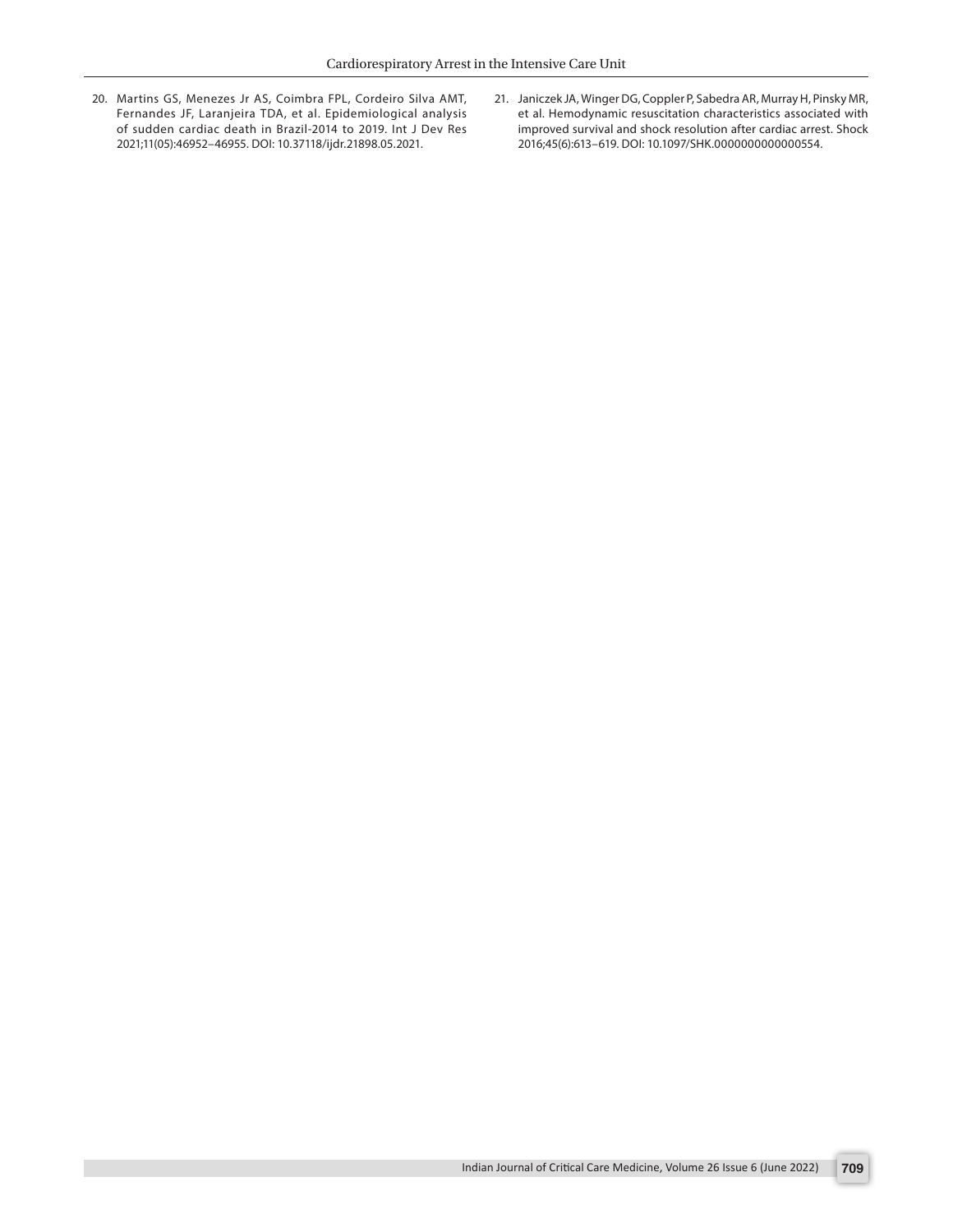20. Martins GS, Menezes Jr AS, Coimbra FPL, Cordeiro Silva AMT, Fernandes JF, Laranjeira TDA, et al. Epidemiological analysis of sudden cardiac death in Brazil-2014 to 2019. Int J Dev Res 2021;11(05):46952–46955. DOI: 10.37118/ijdr.21898.05.2021.
21. Janiczek JA, Winger DG, Coppler P, Sabedra AR, Murray H, Pinsky MR, et al. Hemodynamic resuscitation characteristics associated with improved survival and shock resolution after cardiac arrest. Shock 2016;45(6):613–619. DOI: 10.1097/SHK.0000000000000554.